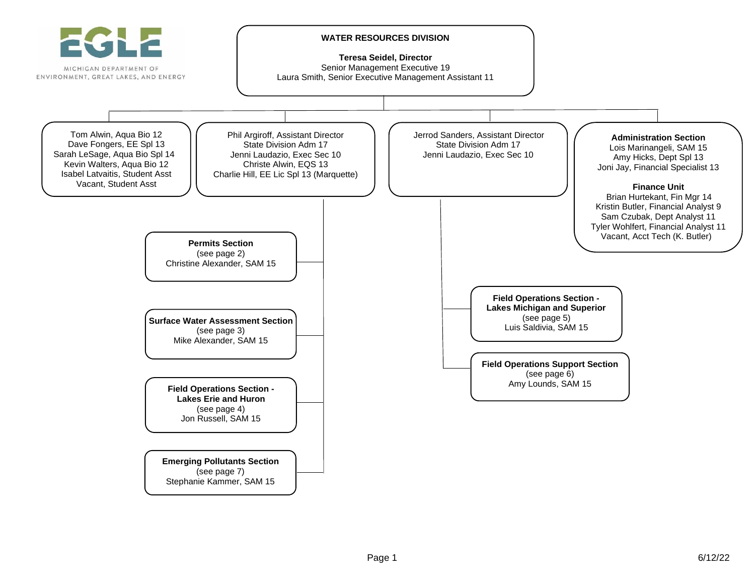MICHIGAN DEPARTMENT OF ENVIRONMENT, GREAT LAKES, AND ENERGY

# WATER RESOURCES DIVISION

**Teresa Seidel, Director**
Senior Management Executive 19
Laura Smith, Senior Executive Management Assistant 11

---

Tom Alwin, Aqua Bio 12
Dave Fongers, EE Spl 13
Sarah LeSage, Aqua Bio Spl 14
Kevin Walters, Aqua Bio 12
Isabel Latvaitis, Student Asst
Vacant, Student Asst

---

Phil Argiroff, Assistant Director
State Division Adm 17
Jenni Laudazio, Exec Sec 10
Christe Alwin, EQS 13
Charlie Hill, EE Lic Spl 13 (Marquette)

- **Permits Section**
  (see page 2)
  Christine Alexander, SAM 15
- **Surface Water Assessment Section**
  (see page 3)
  Mike Alexander, SAM 15
- **Field Operations Section - Lakes Erie and Huron**
  (see page 4)
  Jon Russell, SAM 15
- **Emerging Pollutants Section**
  (see page 7)
  Stephanie Kammer, SAM 15

---

Jerrod Sanders, Assistant Director
State Division Adm 17
Jenni Laudazio, Exec Sec 10

- **Field Operations Section - Lakes Michigan and Superior**
  (see page 5)
  Luis Saldivia, SAM 15
- **Field Operations Support Section**
  (see page 6)
  Amy Lounds, SAM 15

---

**Administration Section**
Lois Marinangeli, SAM 15
Amy Hicks, Dept Spl 13
Joni Jay, Financial Specialist 13

**Finance Unit**
Brian Hurtekant, Fin Mgr 14
Kristin Butler, Financial Analyst 9
Sam Czubak, Dept Analyst 11
Tyler Wohlfert, Financial Analyst 11
Vacant, Acct Tech (K. Butler)

6/12/22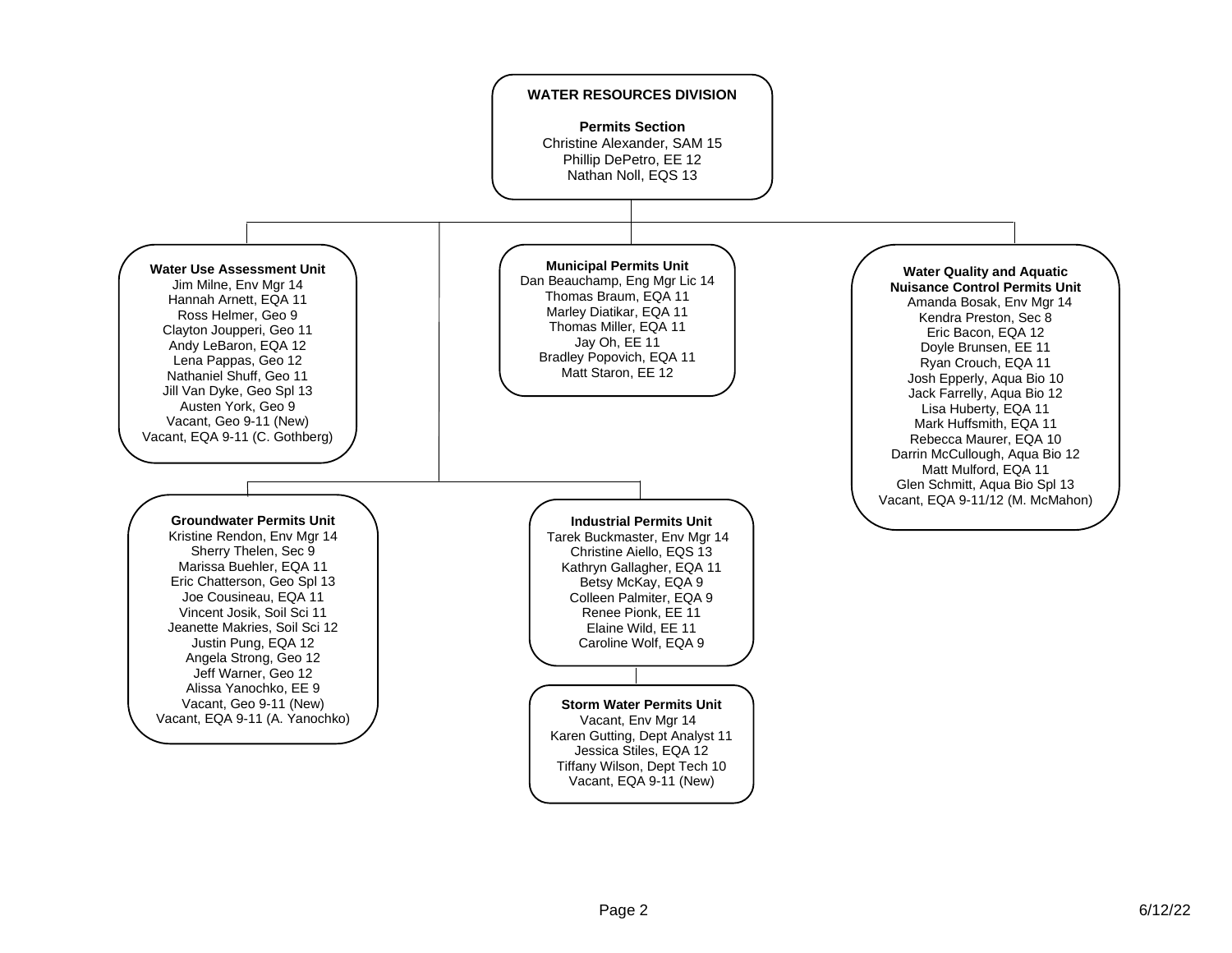# WATER RESOURCES DIVISION

## Permits Section

Christine Alexander, SAM 15
Phillip DePetro, EE 12
Nathan Noll, EQS 13

### Water Use Assessment Unit

Jim Milne, Env Mgr 14
Hannah Arnett, EQA 11
Ross Helmer, Geo 9
Clayton Joupperi, Geo 11
Andy LeBaron, EQA 12
Lena Pappas, Geo 12
Nathaniel Shuff, Geo 11
Jill Van Dyke, Geo Spl 13
Austen York, Geo 9
Vacant, Geo 9-11 (New)
Vacant, EQA 9-11 (C. Gothberg)

### Municipal Permits Unit

Dan Beauchamp, Eng Mgr Lic 14
Thomas Braum, EQA 11
Marley Diatikar, EQA 11
Thomas Miller, EQA 11
Jay Oh, EE 11
Bradley Popovich, EQA 11
Matt Staron, EE 12

### Water Quality and Aquatic Nuisance Control Permits Unit

Amanda Bosak, Env Mgr 14
Kendra Preston, Sec 8
Eric Bacon, EQA 12
Doyle Brunsen, EE 11
Ryan Crouch, EQA 11
Josh Epperly, Aqua Bio 10
Jack Farrelly, Aqua Bio 12
Lisa Huberty, EQA 11
Mark Huffsmith, EQA 11
Rebecca Maurer, EQA 10
Darrin McCullough, Aqua Bio 12
Matt Mulford, EQA 11
Glen Schmitt, Aqua Bio Spl 13
Vacant, EQA 9-11/12 (M. McMahon)

### Groundwater Permits Unit

Kristine Rendon, Env Mgr 14
Sherry Thelen, Sec 9
Marissa Buehler, EQA 11
Eric Chatterson, Geo Spl 13
Joe Cousineau, EQA 11
Vincent Josik, Soil Sci 11
Jeanette Makries, Soil Sci 12
Justin Pung, EQA 12
Angela Strong, Geo 12
Jeff Warner, Geo 12
Alissa Yanochko, EE 9
Vacant, Geo 9-11 (New)
Vacant, EQA 9-11 (A. Yanochko)

### Industrial Permits Unit

Tarek Buckmaster, Env Mgr 14
Christine Aiello, EQS 13
Kathryn Gallagher, EQA 11
Betsy McKay, EQA 9
Colleen Palmiter, EQA 9
Renee Pionk, EE 11
Elaine Wild, EE 11
Caroline Wolf, EQA 9

### Storm Water Permits Unit

Vacant, Env Mgr 14
Karen Gutting, Dept Analyst 11
Jessica Stiles, EQA 12
Tiffany Wilson, Dept Tech 10
Vacant, EQA 9-11 (New)

6/12/22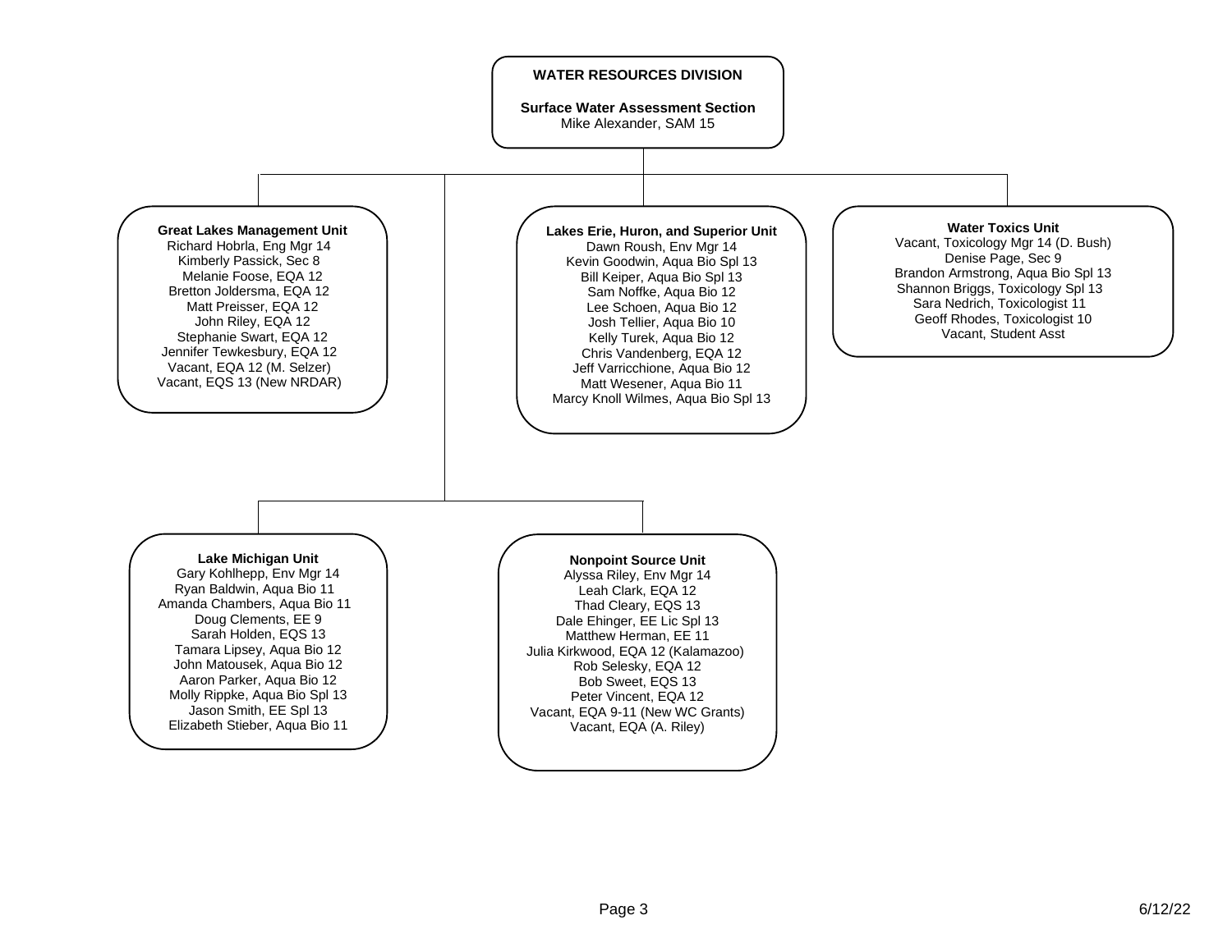# WATER RESOURCES DIVISION

## Surface Water Assessment Section

Mike Alexander, SAM 15

### Great Lakes Management Unit

Richard Hobrla, Eng Mgr 14
Kimberly Passick, Sec 8
Melanie Foose, EQA 12
Bretton Joldersma, EQA 12
Matt Preisser, EQA 12
John Riley, EQA 12
Stephanie Swart, EQA 12
Jennifer Tewkesbury, EQA 12
Vacant, EQA 12 (M. Selzer)
Vacant, EQS 13 (New NRDAR)

### Lakes Erie, Huron, and Superior Unit

Dawn Roush, Env Mgr 14
Kevin Goodwin, Aqua Bio Spl 13
Bill Keiper, Aqua Bio Spl 13
Sam Noffke, Aqua Bio 12
Lee Schoen, Aqua Bio 12
Josh Tellier, Aqua Bio 10
Kelly Turek, Aqua Bio 12
Chris Vandenberg, EQA 12
Jeff Varricchione, Aqua Bio 12
Matt Wesener, Aqua Bio 11
Marcy Knoll Wilmes, Aqua Bio Spl 13

### Water Toxics Unit

Vacant, Toxicology Mgr 14 (D. Bush)
Denise Page, Sec 9
Brandon Armstrong, Aqua Bio Spl 13
Shannon Briggs, Toxicology Spl 13
Sara Nedrich, Toxicologist 11
Geoff Rhodes, Toxicologist 10
Vacant, Student Asst

### Lake Michigan Unit

Gary Kohlhepp, Env Mgr 14
Ryan Baldwin, Aqua Bio 11
Amanda Chambers, Aqua Bio 11
Doug Clements, EE 9
Sarah Holden, EQS 13
Tamara Lipsey, Aqua Bio 12
John Matousek, Aqua Bio 12
Aaron Parker, Aqua Bio 12
Molly Rippke, Aqua Bio Spl 13
Jason Smith, EE Spl 13
Elizabeth Stieber, Aqua Bio 11

### Nonpoint Source Unit

Alyssa Riley, Env Mgr 14
Leah Clark, EQA 12
Thad Cleary, EQS 13
Dale Ehinger, EE Lic Spl 13
Matthew Herman, EE 11
Julia Kirkwood, EQA 12 (Kalamazoo)
Rob Selesky, EQA 12
Bob Sweet, EQS 13
Peter Vincent, EQA 12
Vacant, EQA 9-11 (New WC Grants)
Vacant, EQA (A. Riley)

6/12/22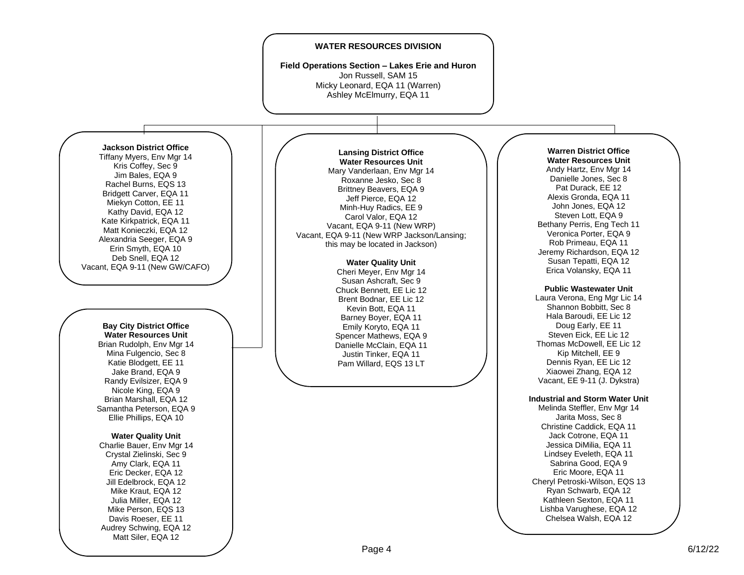# WATER RESOURCES DIVISION

## Field Operations Section – Lakes Erie and Huron

Jon Russell, SAM 15
Micky Leonard, EQA 11 (Warren)
Ashley McElmurry, EQA 11

### Jackson District Office

Tiffany Myers, Env Mgr 14
Kris Coffey, Sec 9
Jim Bales, EQA 9
Rachel Burns, EQS 13
Bridgett Carver, EQA 11
Miekyn Cotton, EE 11
Kathy David, EQA 12
Kate Kirkpatrick, EQA 11
Matt Konieczki, EQA 12
Alexandria Seeger, EQA 9
Erin Smyth, EQA 10
Deb Snell, EQA 12
Vacant, EQA 9-11 (New GW/CAFO)

### Bay City District Office

**Water Resources Unit**

Brian Rudolph, Env Mgr 14
Mina Fulgencio, Sec 8
Katie Blodgett, EE 11
Jake Brand, EQA 9
Randy Evilsizer, EQA 9
Nicole King, EQA 9
Brian Marshall, EQA 12
Samantha Peterson, EQA 9
Ellie Phillips, EQA 10

**Water Quality Unit**

Charlie Bauer, Env Mgr 14
Crystal Zielinski, Sec 9
Amy Clark, EQA 11
Eric Decker, EQA 12
Jill Edelbrock, EQA 12
Mike Kraut, EQA 12
Julia Miller, EQA 12
Mike Person, EQS 13
Davis Roeser, EE 11
Audrey Schwing, EQA 12
Matt Siler, EQA 12

### Lansing District Office

**Water Resources Unit**

Mary Vanderlaan, Env Mgr 14
Roxanne Jesko, Sec 8
Brittney Beavers, EQA 9
Jeff Pierce, EQA 12
Minh-Huy Radics, EE 9
Carol Valor, EQA 12
Vacant, EQA 9-11 (New WRP)
Vacant, EQA 9-11 (New WRP Jackson/Lansing; this may be located in Jackson)

**Water Quality Unit**

Cheri Meyer, Env Mgr 14
Susan Ashcraft, Sec 9
Chuck Bennett, EE Lic 12
Brent Bodnar, EE Lic 12
Kevin Bott, EQA 11
Barney Boyer, EQA 11
Emily Koryto, EQA 11
Spencer Mathews, EQA 9
Danielle McClain, EQA 11
Justin Tinker, EQA 11
Pam Willard, EQS 13 LT

### Warren District Office

**Water Resources Unit**

Andy Hartz, Env Mgr 14
Danielle Jones, Sec 8
Pat Durack, EE 12
Alexis Gronda, EQA 11
John Jones, EQA 12
Steven Lott, EQA 9
Bethany Perris, Eng Tech 11
Veronica Porter, EQA 9
Rob Primeau, EQA 11
Jeremy Richardson, EQA 12
Susan Tepatti, EQA 12
Erica Volansky, EQA 11

**Public Wastewater Unit**

Laura Verona, Eng Mgr Lic 14
Shannon Bobbitt, Sec 8
Hala Baroudi, EE Lic 12
Doug Early, EE 11
Steven Eick, EE Lic 12
Thomas McDowell, EE Lic 12
Kip Mitchell, EE 9
Dennis Ryan, EE Lic 12
Xiaowei Zhang, EQA 12
Vacant, EE 9-11 (J. Dykstra)

**Industrial and Storm Water Unit**

Melinda Steffler, Env Mgr 14
Jarita Moss, Sec 8
Christine Caddick, EQA 11
Jack Cotrone, EQA 11
Jessica DiMilia, EQA 11
Lindsey Eveleth, EQA 11
Sabrina Good, EQA 9
Eric Moore, EQA 11
Cheryl Petroski-Wilson, EQS 13
Ryan Schwarb, EQA 12
Kathleen Sexton, EQA 11
Lishba Varughese, EQA 12
Chelsea Walsh, EQA 12

6/12/22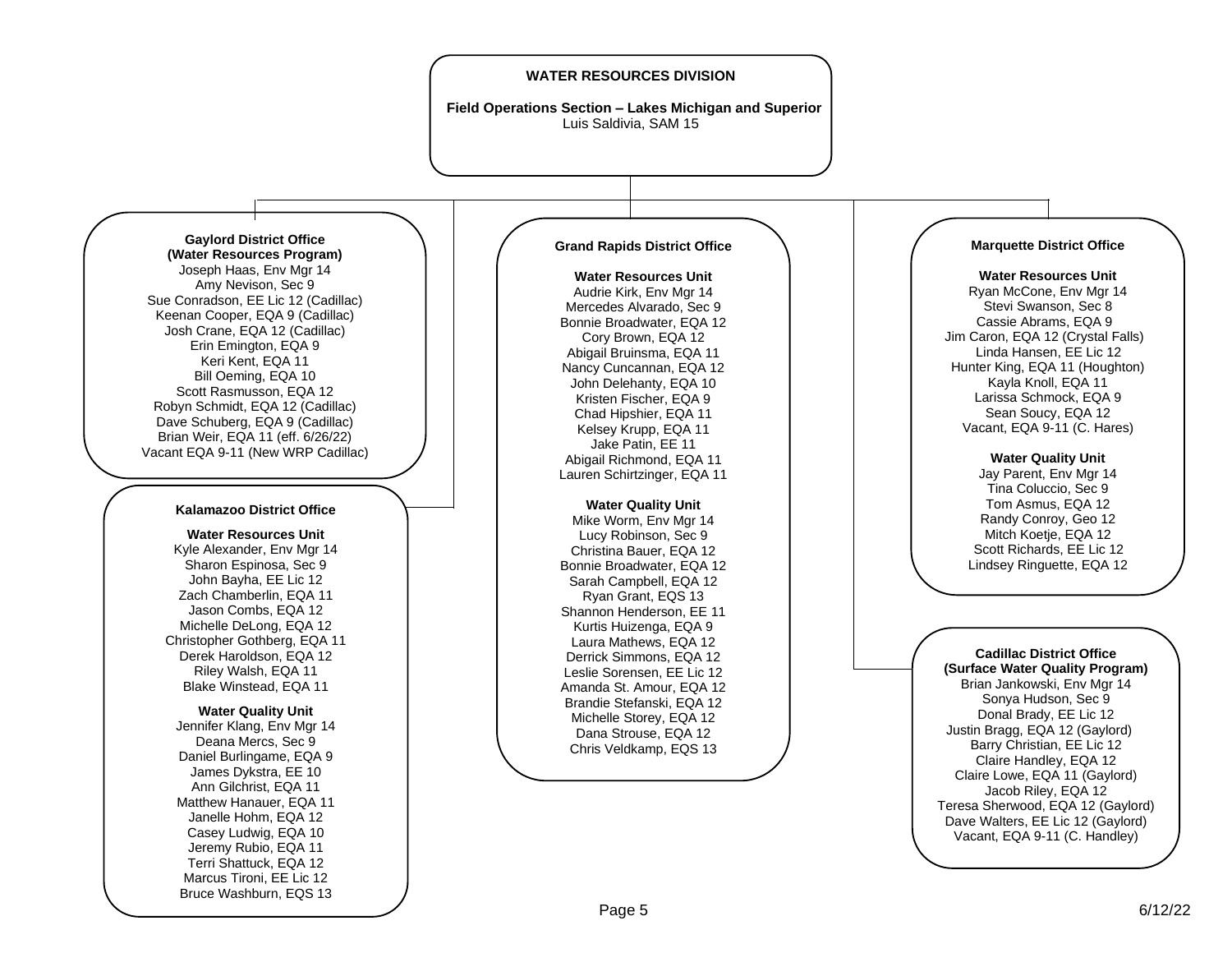# WATER RESOURCES DIVISION

**Field Operations Section – Lakes Michigan and Superior**
Luis Saldivia, SAM 15

## Gaylord District Office (Water Resources Program)

Joseph Haas, Env Mgr 14
Amy Nevison, Sec 9
Sue Conradson, EE Lic 12 (Cadillac)
Keenan Cooper, EQA 9 (Cadillac)
Josh Crane, EQA 12 (Cadillac)
Erin Emington, EQA 9
Keri Kent, EQA 11
Bill Oeming, EQA 10
Scott Rasmusson, EQA 12
Robyn Schmidt, EQA 12 (Cadillac)
Dave Schuberg, EQA 9 (Cadillac)
Brian Weir, EQA 11 (eff. 6/26/22)
Vacant EQA 9-11 (New WRP Cadillac)

## Kalamazoo District Office

### Water Resources Unit

Kyle Alexander, Env Mgr 14
Sharon Espinosa, Sec 9
John Bayha, EE Lic 12
Zach Chamberlin, EQA 11
Jason Combs, EQA 12
Michelle DeLong, EQA 12
Christopher Gothberg, EQA 11
Derek Haroldson, EQA 12
Riley Walsh, EQA 11
Blake Winstead, EQA 11

### Water Quality Unit

Jennifer Klang, Env Mgr 14
Deana Mercs, Sec 9
Daniel Burlingame, EQA 9
James Dykstra, EE 10
Ann Gilchrist, EQA 11
Matthew Hanauer, EQA 11
Janelle Hohm, EQA 12
Casey Ludwig, EQA 10
Jeremy Rubio, EQA 11
Terri Shattuck, EQA 12
Marcus Tironi, EE Lic 12
Bruce Washburn, EQS 13

## Grand Rapids District Office

### Water Resources Unit

Audrie Kirk, Env Mgr 14
Mercedes Alvarado, Sec 9
Bonnie Broadwater, EQA 12
Cory Brown, EQA 12
Abigail Bruinsma, EQA 11
Nancy Cuncannan, EQA 12
John Delehanty, EQA 10
Kristen Fischer, EQA 9
Chad Hipshier, EQA 11
Kelsey Krupp, EQA 11
Jake Patin, EE 11
Abigail Richmond, EQA 11
Lauren Schirtzinger, EQA 11

### Water Quality Unit

Mike Worm, Env Mgr 14
Lucy Robinson, Sec 9
Christina Bauer, EQA 12
Bonnie Broadwater, EQA 12
Sarah Campbell, EQA 12
Ryan Grant, EQS 13
Shannon Henderson, EE 11
Kurtis Huizenga, EQA 9
Laura Mathews, EQA 12
Derrick Simmons, EQA 12
Leslie Sorensen, EE Lic 12
Amanda St. Amour, EQA 12
Brandie Stefanski, EQA 12
Michelle Storey, EQA 12
Dana Strouse, EQA 12
Chris Veldkamp, EQS 13

## Marquette District Office

### Water Resources Unit

Ryan McCone, Env Mgr 14
Stevi Swanson, Sec 8
Cassie Abrams, EQA 9
Jim Caron, EQA 12 (Crystal Falls)
Linda Hansen, EE Lic 12
Hunter King, EQA 11 (Houghton)
Kayla Knoll, EQA 11
Larissa Schmock, EQA 9
Sean Soucy, EQA 12
Vacant, EQA 9-11 (C. Hares)

### Water Quality Unit

Jay Parent, Env Mgr 14
Tina Coluccio, Sec 9
Tom Asmus, EQA 12
Randy Conroy, Geo 12
Mitch Koetje, EQA 12
Scott Richards, EE Lic 12
Lindsey Ringuette, EQA 12

## Cadillac District Office (Surface Water Quality Program)

Brian Jankowski, Env Mgr 14
Sonya Hudson, Sec 9
Donal Brady, EE Lic 12
Justin Bragg, EQA 12 (Gaylord)
Barry Christian, EE Lic 12
Claire Handley, EQA 12
Claire Lowe, EQA 11 (Gaylord)
Jacob Riley, EQA 12
Teresa Sherwood, EQA 12 (Gaylord)
Dave Walters, EE Lic 12 (Gaylord)
Vacant, EQA 9-11 (C. Handley)

6/12/22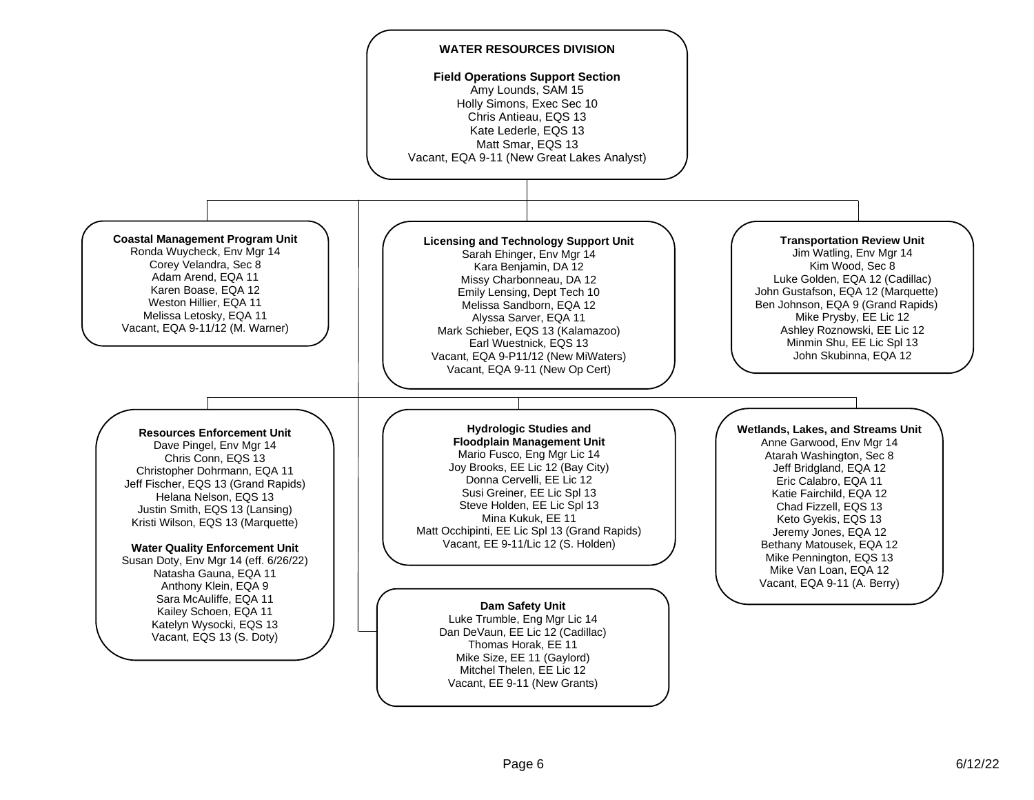# WATER RESOURCES DIVISION

## Field Operations Support Section

Amy Lounds, SAM 15
Holly Simons, Exec Sec 10
Chris Antieau, EQS 13
Kate Lederle, EQS 13
Matt Smar, EQS 13
Vacant, EQA 9-11 (New Great Lakes Analyst)

### Coastal Management Program Unit

Ronda Wuycheck, Env Mgr 14
Corey Velandra, Sec 8
Adam Arend, EQA 11
Karen Boase, EQA 12
Weston Hillier, EQA 11
Melissa Letosky, EQA 11
Vacant, EQA 9-11/12 (M. Warner)

### Licensing and Technology Support Unit

Sarah Ehinger, Env Mgr 14
Kara Benjamin, DA 12
Missy Charbonneau, DA 12
Emily Lensing, Dept Tech 10
Melissa Sandborn, EQA 12
Alyssa Sarver, EQA 11
Mark Schieber, EQS 13 (Kalamazoo)
Earl Wuestnick, EQS 13
Vacant, EQA 9-P11/12 (New MiWaters)
Vacant, EQA 9-11 (New Op Cert)

### Transportation Review Unit

Jim Watling, Env Mgr 14
Kim Wood, Sec 8
Luke Golden, EQA 12 (Cadillac)
John Gustafson, EQA 12 (Marquette)
Ben Johnson, EQA 9 (Grand Rapids)
Mike Prysby, EE Lic 12
Ashley Roznowski, EE Lic 12
Minmin Shu, EE Lic Spl 13
John Skubinna, EQA 12

### Resources Enforcement Unit

Dave Pingel, Env Mgr 14
Chris Conn, EQS 13
Christopher Dohrmann, EQA 11
Jeff Fischer, EQS 13 (Grand Rapids)
Helana Nelson, EQS 13
Justin Smith, EQS 13 (Lansing)
Kristi Wilson, EQS 13 (Marquette)

### Water Quality Enforcement Unit

Susan Doty, Env Mgr 14 (eff. 6/26/22)
Natasha Gauna, EQA 11
Anthony Klein, EQA 9
Sara McAuliffe, EQA 11
Kailey Schoen, EQA 11
Katelyn Wysocki, EQS 13
Vacant, EQS 13 (S. Doty)

### Hydrologic Studies and Floodplain Management Unit

Mario Fusco, Eng Mgr Lic 14
Joy Brooks, EE Lic 12 (Bay City)
Donna Cervelli, EE Lic 12
Susi Greiner, EE Lic Spl 13
Steve Holden, EE Lic Spl 13
Mina Kukuk, EE 11
Matt Occhipinti, EE Lic Spl 13 (Grand Rapids)
Vacant, EE 9-11/Lic 12 (S. Holden)

### Wetlands, Lakes, and Streams Unit

Anne Garwood, Env Mgr 14
Atarah Washington, Sec 8
Jeff Bridgland, EQA 12
Eric Calabro, EQA 11
Katie Fairchild, EQA 12
Chad Fizzell, EQS 13
Keto Gyekis, EQS 13
Jeremy Jones, EQA 12
Bethany Matousek, EQA 12
Mike Pennington, EQS 13
Mike Van Loan, EQA 12
Vacant, EQA 9-11 (A. Berry)

### Dam Safety Unit

Luke Trumble, Eng Mgr Lic 14
Dan DeVaun, EE Lic 12 (Cadillac)
Thomas Horak, EE 11
Mike Size, EE 11 (Gaylord)
Mitchel Thelen, EE Lic 12
Vacant, EE 9-11 (New Grants)

6/12/22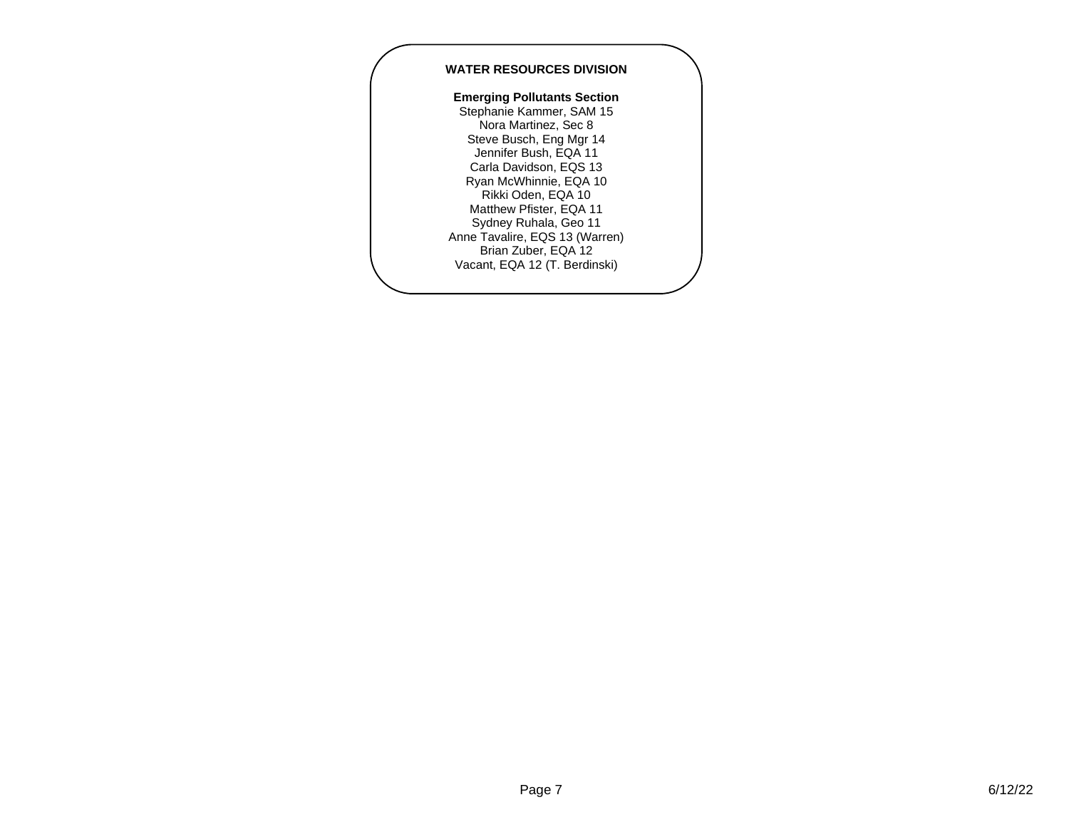## WATER RESOURCES DIVISION

### Emerging Pollutants Section

Stephanie Kammer, SAM 15
Nora Martinez, Sec 8
Steve Busch, Eng Mgr 14
Jennifer Bush, EQA 11
Carla Davidson, EQS 13
Ryan McWhinnie, EQA 10
Rikki Oden, EQA 10
Matthew Pfister, EQA 11
Sydney Ruhala, Geo 11
Anne Tavalire, EQS 13 (Warren)
Brian Zuber, EQA 12
Vacant, EQA 12 (T. Berdinski)